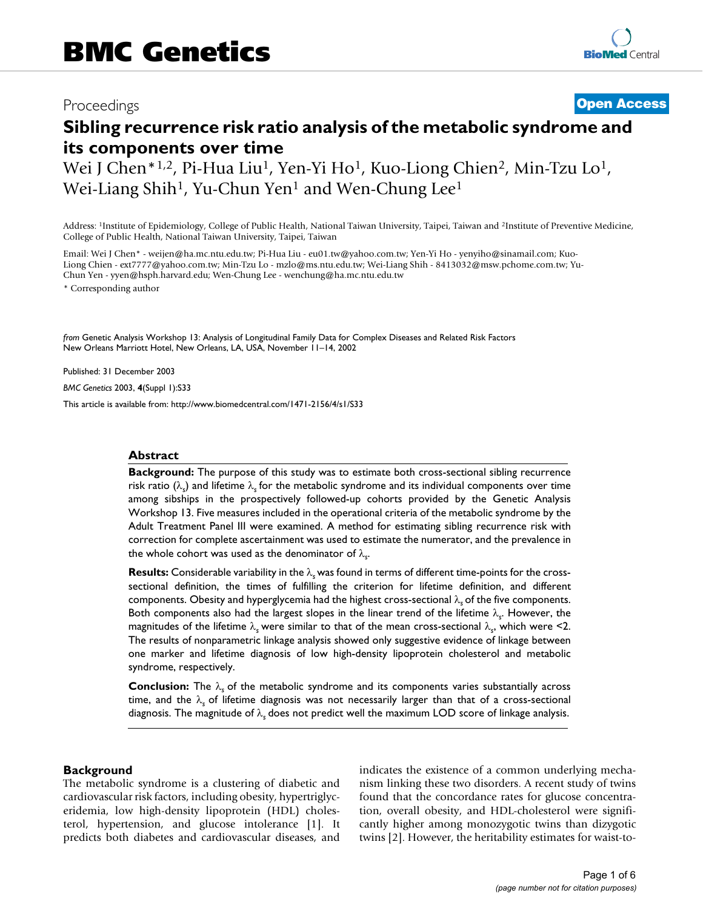# BMC Genetics

Proceedings

**Open Access**

# Sibling recurrence risk ratio analysis of the metabolic syndrome and its components over time

Wei J Chen*[1,2], Pi-Hua Liu[1], Yen-Yi Ho[1], Kuo-Liong Chien[2], Min-Tzu Lo[1], Wei-Liang Shih[1], Yu-Chun Yen[1] and Wen-Chung Lee[1]

Address: [1]Institute of Epidemiology, College of Public Health, National Taiwan University, Taipei, Taiwan and [2]Institute of Preventive Medicine, College of Public Health, National Taiwan University, Taipei, Taiwan

Email: Wei J Chen* - weijen@ha.mc.ntu.edu.tw; Pi-Hua Liu - eu01.tw@yahoo.com.tw; Yen-Yi Ho - yenyiho@sinamail.com; Kuo-Liong Chien - ext7777@yahoo.com.tw; Min-Tzu Lo - mzlo@ms.ntu.edu.tw; Wei-Liang Shih - 8413032@msw.pchome.com.tw; Yu-Chun Yen - yyen@hsph.harvard.edu; Wen-Chung Lee - wenchung@ha.mc.ntu.edu.tw

* Corresponding author

*from* Genetic Analysis Workshop 13: Analysis of Longitudinal Family Data for Complex Diseases and Related Risk Factors
New Orleans Marriott Hotel, New Orleans, LA, USA, November 11–14, 2002

Published: 31 December 2003

*BMC Genetics* 2003, **4**(Suppl 1):S33

This article is available from: http://www.biomedcentral.com/1471-2156/4/s1/S33

## Abstract

**Background:** The purpose of this study was to estimate both cross-sectional sibling recurrence risk ratio ($\lambda_s$) and lifetime $\lambda_s$ for the metabolic syndrome and its individual components over time among sibships in the prospectively followed-up cohorts provided by the Genetic Analysis Workshop 13. Five measures included in the operational criteria of the metabolic syndrome by the Adult Treatment Panel III were examined. A method for estimating sibling recurrence risk with correction for complete ascertainment was used to estimate the numerator, and the prevalence in the whole cohort was used as the denominator of $\lambda_s$.

**Results:** Considerable variability in the $\lambda_s$ was found in terms of different time-points for the cross-sectional definition, the times of fulfilling the criterion for lifetime definition, and different components. Obesity and hyperglycemia had the highest cross-sectional $\lambda_s$ of the five components. Both components also had the largest slopes in the linear trend of the lifetime $\lambda_s$. However, the magnitudes of the lifetime $\lambda_s$ were similar to that of the mean cross-sectional $\lambda_s$, which were <2. The results of nonparametric linkage analysis showed only suggestive evidence of linkage between one marker and lifetime diagnosis of low high-density lipoprotein cholesterol and metabolic syndrome, respectively.

**Conclusion:** The $\lambda_s$ of the metabolic syndrome and its components varies substantially across time, and the $\lambda_s$ of lifetime diagnosis was not necessarily larger than that of a cross-sectional diagnosis. The magnitude of $\lambda_s$ does not predict well the maximum LOD score of linkage analysis.

## Background

The metabolic syndrome is a clustering of diabetic and cardiovascular risk factors, including obesity, hypertriglyceridemia, low high-density lipoprotein (HDL) cholesterol, hypertension, and glucose intolerance [1]. It predicts both diabetes and cardiovascular diseases, and indicates the existence of a common underlying mechanism linking these two disorders. A recent study of twins found that the concordance rates for glucose concentration, overall obesity, and HDL-cholesterol were significantly higher among monozygotic twins than dizygotic twins [2]. However, the heritability estimates for waist-to-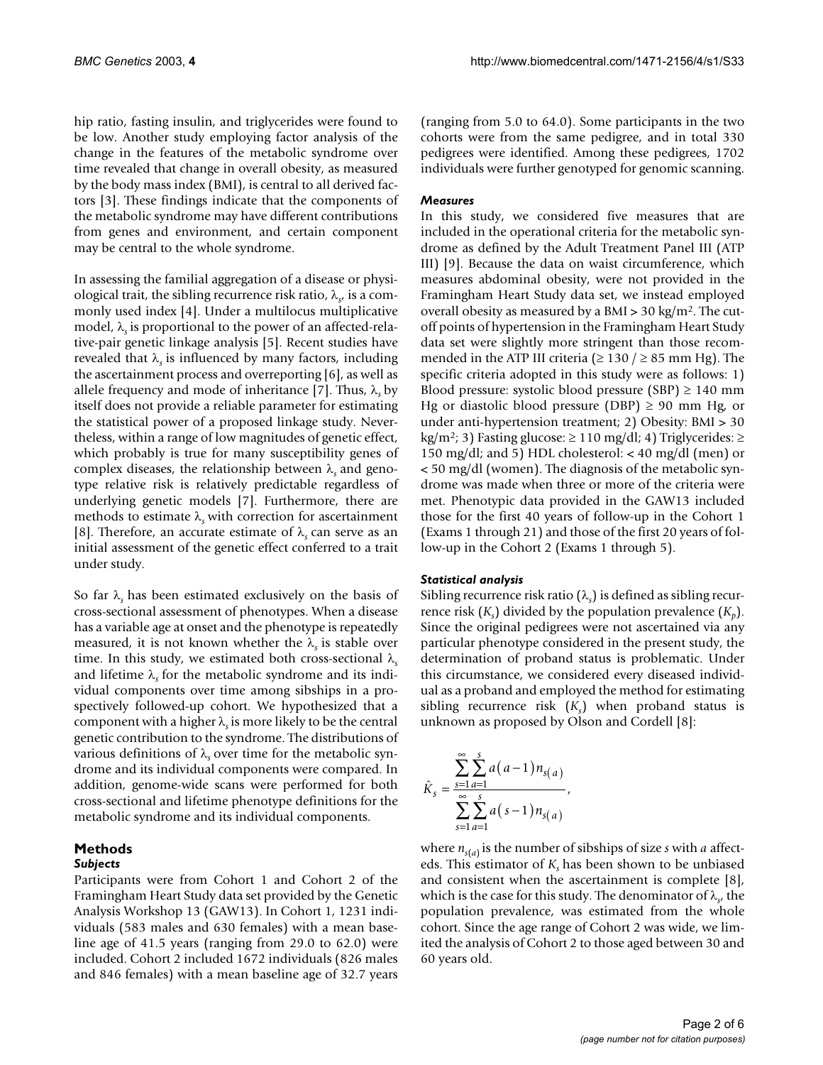hip ratio, fasting insulin, and triglycerides were found to be low. Another study employing factor analysis of the change in the features of the metabolic syndrome over time revealed that change in overall obesity, as measured by the body mass index (BMI), is central to all derived factors [3]. These findings indicate that the components of the metabolic syndrome may have different contributions from genes and environment, and certain component may be central to the whole syndrome.

In assessing the familial aggregation of a disease or physiological trait, the sibling recurrence risk ratio, $\lambda_s$, is a commonly used index [4]. Under a multilocus multiplicative model, $\lambda_s$ is proportional to the power of an affected-relative-pair genetic linkage analysis [5]. Recent studies have revealed that $\lambda_s$ is influenced by many factors, including the ascertainment process and overreporting [6], as well as allele frequency and mode of inheritance [7]. Thus, $\lambda_s$ by itself does not provide a reliable parameter for estimating the statistical power of a proposed linkage study. Nevertheless, within a range of low magnitudes of genetic effect, which probably is true for many susceptibility genes of complex diseases, the relationship between $\lambda_s$ and genotype relative risk is relatively predictable regardless of underlying genetic models [7]. Furthermore, there are methods to estimate $\lambda_s$ with correction for ascertainment [8]. Therefore, an accurate estimate of $\lambda_s$ can serve as an initial assessment of the genetic effect conferred to a trait under study.

So far $\lambda_s$ has been estimated exclusively on the basis of cross-sectional assessment of phenotypes. When a disease has a variable age at onset and the phenotype is repeatedly measured, it is not known whether the $\lambda_s$ is stable over time. In this study, we estimated both cross-sectional $\lambda_s$ and lifetime $\lambda_s$ for the metabolic syndrome and its individual components over time among sibships in a prospectively followed-up cohort. We hypothesized that a component with a higher $\lambda_s$ is more likely to be the central genetic contribution to the syndrome. The distributions of various definitions of $\lambda_s$ over time for the metabolic syndrome and its individual components were compared. In addition, genome-wide scans were performed for both cross-sectional and lifetime phenotype definitions for the metabolic syndrome and its individual components.

## Methods

### Subjects

Participants were from Cohort 1 and Cohort 2 of the Framingham Heart Study data set provided by the Genetic Analysis Workshop 13 (GAW13). In Cohort 1, 1231 individuals (583 males and 630 females) with a mean baseline age of 41.5 years (ranging from 29.0 to 62.0) were included. Cohort 2 included 1672 individuals (826 males and 846 females) with a mean baseline age of 32.7 years (ranging from 5.0 to 64.0). Some participants in the two cohorts were from the same pedigree, and in total 330 pedigrees were identified. Among these pedigrees, 1702 individuals were further genotyped for genomic scanning.

### Measures

In this study, we considered five measures that are included in the operational criteria for the metabolic syndrome as defined by the Adult Treatment Panel III (ATP III) [9]. Because the data on waist circumference, which measures abdominal obesity, were not provided in the Framingham Heart Study data set, we instead employed overall obesity as measured by a BMI > 30 kg/m$^2$. The cutoff points of hypertension in the Framingham Heart Study data set were slightly more stringent than those recommended in the ATP III criteria (≥ 130 / ≥ 85 mm Hg). The specific criteria adopted in this study were as follows: 1) Blood pressure: systolic blood pressure (SBP) ≥ 140 mm Hg or diastolic blood pressure (DBP) ≥ 90 mm Hg, or under anti-hypertension treatment; 2) Obesity: BMI > 30 kg/m$^2$; 3) Fasting glucose: ≥ 110 mg/dl; 4) Triglycerides: ≥ 150 mg/dl; and 5) HDL cholesterol: < 40 mg/dl (men) or < 50 mg/dl (women). The diagnosis of the metabolic syndrome was made when three or more of the criteria were met. Phenotypic data provided in the GAW13 included those for the first 40 years of follow-up in the Cohort 1 (Exams 1 through 21) and those of the first 20 years of follow-up in the Cohort 2 (Exams 1 through 5).

### Statistical analysis

Sibling recurrence risk ratio ($\lambda_s$) is defined as sibling recurrence risk ($K_s$) divided by the population prevalence ($K_p$). Since the original pedigrees were not ascertained via any particular phenotype considered in the present study, the determination of proband status is problematic. Under this circumstance, we considered every diseased individual as a proband and employed the method for estimating sibling recurrence risk ($K_s$) when proband status is unknown as proposed by Olson and Cordell [8]:

$$\hat{K}_s = \frac{\sum_{s=1}^{\infty}\sum_{a=1}^{s} a(a-1)n_{s(a)}}{\sum_{s=1}^{\infty}\sum_{a=1}^{s} a(s-1)n_{s(a)}},$$

where $n_{s(a)}$ is the number of sibships of size $s$ with $a$ affecteds. This estimator of $K_s$ has been shown to be unbiased and consistent when the ascertainment is complete [8], which is the case for this study. The denominator of $\lambda_s$, the population prevalence, was estimated from the whole cohort. Since the age range of Cohort 2 was wide, we limited the analysis of Cohort 2 to those aged between 30 and 60 years old.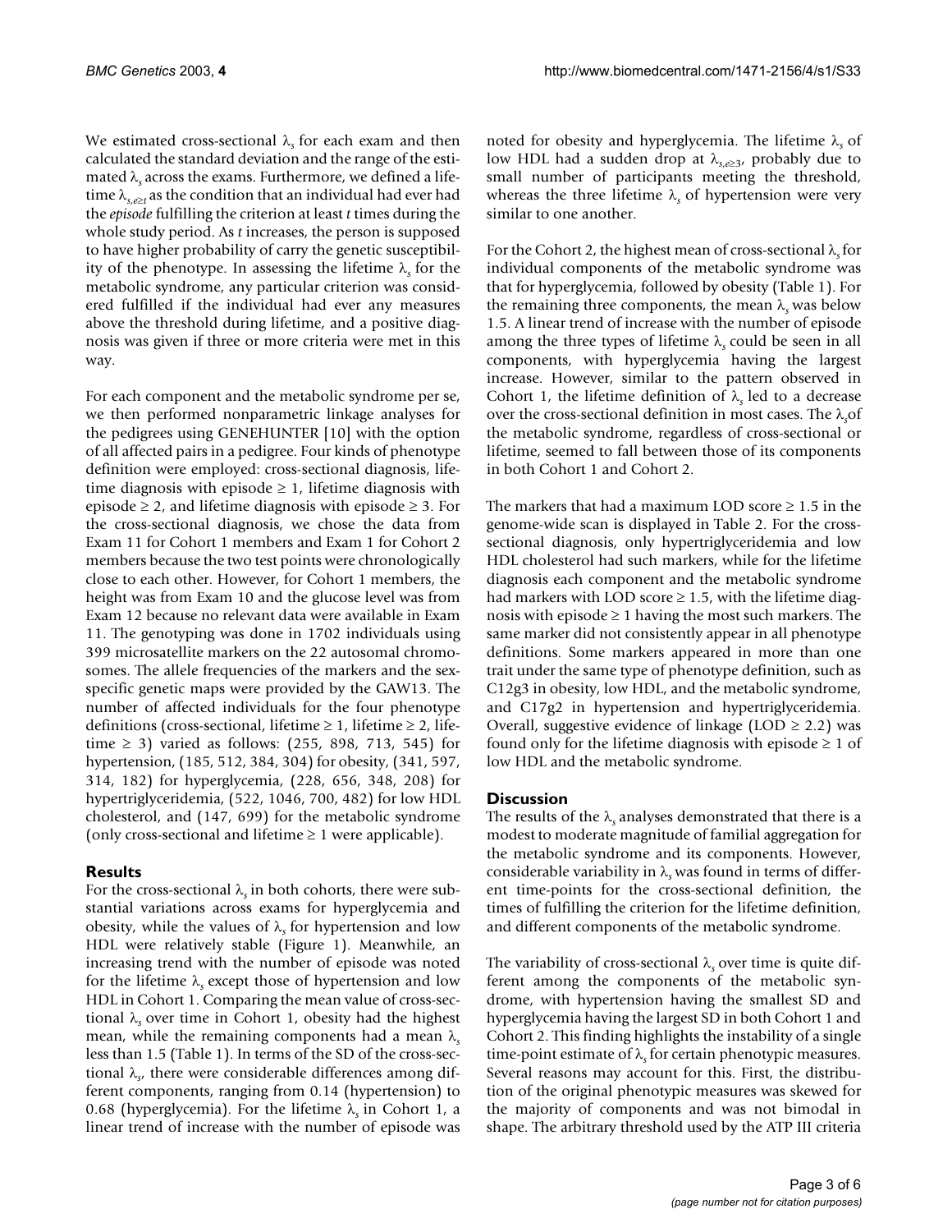We estimated cross-sectional $\lambda_s$ for each exam and then calculated the standard deviation and the range of the estimated $\lambda_s$ across the exams. Furthermore, we defined a lifetime $\lambda_{s,e \geq t}$ as the condition that an individual had ever had the *episode* fulfilling the criterion at least *t* times during the whole study period. As *t* increases, the person is supposed to have higher probability of carry the genetic susceptibility of the phenotype. In assessing the lifetime $\lambda_s$ for the metabolic syndrome, any particular criterion was considered fulfilled if the individual had ever any measures above the threshold during lifetime, and a positive diagnosis was given if three or more criteria were met in this way.

For each component and the metabolic syndrome per se, we then performed nonparametric linkage analyses for the pedigrees using GENEHUNTER [10] with the option of all affected pairs in a pedigree. Four kinds of phenotype definition were employed: cross-sectional diagnosis, lifetime diagnosis with episode ≥ 1, lifetime diagnosis with episode ≥ 2, and lifetime diagnosis with episode ≥ 3. For the cross-sectional diagnosis, we chose the data from Exam 11 for Cohort 1 members and Exam 1 for Cohort 2 members because the two test points were chronologically close to each other. However, for Cohort 1 members, the height was from Exam 10 and the glucose level was from Exam 12 because no relevant data were available in Exam 11. The genotyping was done in 1702 individuals using 399 microsatellite markers on the 22 autosomal chromosomes. The allele frequencies of the markers and the sex-specific genetic maps were provided by the GAW13. The number of affected individuals for the four phenotype definitions (cross-sectional, lifetime ≥ 1, lifetime ≥ 2, lifetime ≥ 3) varied as follows: (255, 898, 713, 545) for hypertension, (185, 512, 384, 304) for obesity, (341, 597, 314, 182) for hyperglycemia, (228, 656, 348, 208) for hypertriglyceridemia, (522, 1046, 700, 482) for low HDL cholesterol, and (147, 699) for the metabolic syndrome (only cross-sectional and lifetime ≥ 1 were applicable).

## Results

For the cross-sectional $\lambda_s$ in both cohorts, there were substantial variations across exams for hyperglycemia and obesity, while the values of $\lambda_s$ for hypertension and low HDL were relatively stable (Figure 1). Meanwhile, an increasing trend with the number of episode was noted for the lifetime $\lambda_s$ except those of hypertension and low HDL in Cohort 1. Comparing the mean value of cross-sectional $\lambda_s$ over time in Cohort 1, obesity had the highest mean, while the remaining components had a mean $\lambda_s$ less than 1.5 (Table 1). In terms of the SD of the cross-sectional $\lambda_s$, there were considerable differences among different components, ranging from 0.14 (hypertension) to 0.68 (hyperglycemia). For the lifetime $\lambda_s$ in Cohort 1, a linear trend of increase with the number of episode was noted for obesity and hyperglycemia. The lifetime $\lambda_s$ of low HDL had a sudden drop at $\lambda_{s,e \geq 3}$, probably due to small number of participants meeting the threshold, whereas the three lifetime $\lambda_s$ of hypertension were very similar to one another.

For the Cohort 2, the highest mean of cross-sectional $\lambda_s$ for individual components of the metabolic syndrome was that for hyperglycemia, followed by obesity (Table 1). For the remaining three components, the mean $\lambda_s$ was below 1.5. A linear trend of increase with the number of episode among the three types of lifetime $\lambda_s$ could be seen in all components, with hyperglycemia having the largest increase. However, similar to the pattern observed in Cohort 1, the lifetime definition of $\lambda_s$ led to a decrease over the cross-sectional definition in most cases. The $\lambda_s$ of the metabolic syndrome, regardless of cross-sectional or lifetime, seemed to fall between those of its components in both Cohort 1 and Cohort 2.

The markers that had a maximum LOD score ≥ 1.5 in the genome-wide scan is displayed in Table 2. For the cross-sectional diagnosis, only hypertriglyceridemia and low HDL cholesterol had such markers, while for the lifetime diagnosis each component and the metabolic syndrome had markers with LOD score ≥ 1.5, with the lifetime diagnosis with episode ≥ 1 having the most such markers. The same marker did not consistently appear in all phenotype definitions. Some markers appeared in more than one trait under the same type of phenotype definition, such as C12g3 in obesity, low HDL, and the metabolic syndrome, and C17g2 in hypertension and hypertriglyceridemia. Overall, suggestive evidence of linkage (LOD ≥ 2.2) was found only for the lifetime diagnosis with episode ≥ 1 of low HDL and the metabolic syndrome.

## Discussion

The results of the $\lambda_s$ analyses demonstrated that there is a modest to moderate magnitude of familial aggregation for the metabolic syndrome and its components. However, considerable variability in $\lambda_s$ was found in terms of different time-points for the cross-sectional definition, the times of fulfilling the criterion for the lifetime definition, and different components of the metabolic syndrome.

The variability of cross-sectional $\lambda_s$ over time is quite different among the components of the metabolic syndrome, with hypertension having the smallest SD and hyperglycemia having the largest SD in both Cohort 1 and Cohort 2. This finding highlights the instability of a single time-point estimate of $\lambda_s$ for certain phenotypic measures. Several reasons may account for this. First, the distribution of the original phenotypic measures was skewed for the majority of components and was not bimodal in shape. The arbitrary threshold used by the ATP III criteria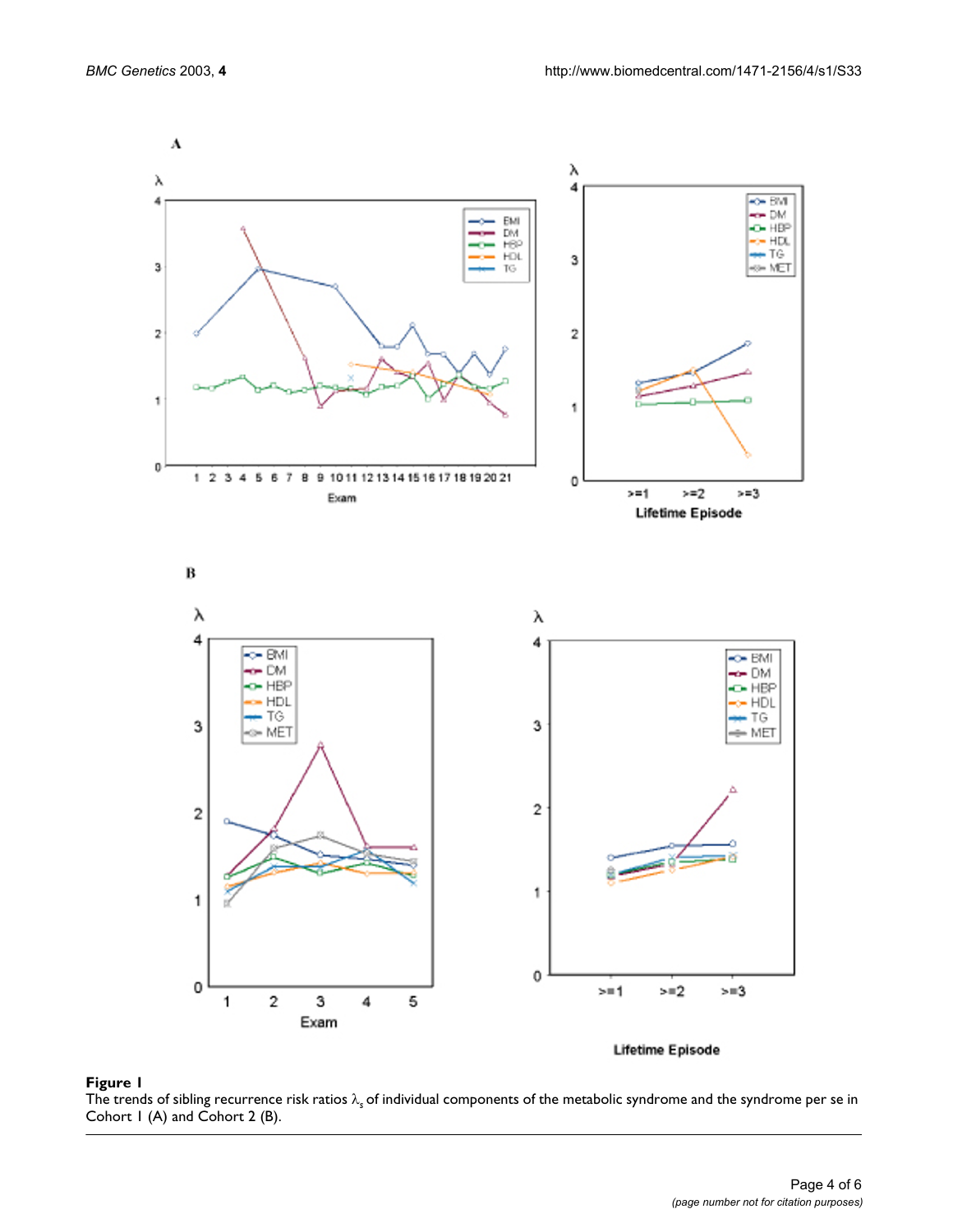**Figure 1**
The trends of sibling recurrence risk ratios $\lambda_s$ of individual components of the metabolic syndrome and the syndrome per se in Cohort 1 (A) and Cohort 2 (B).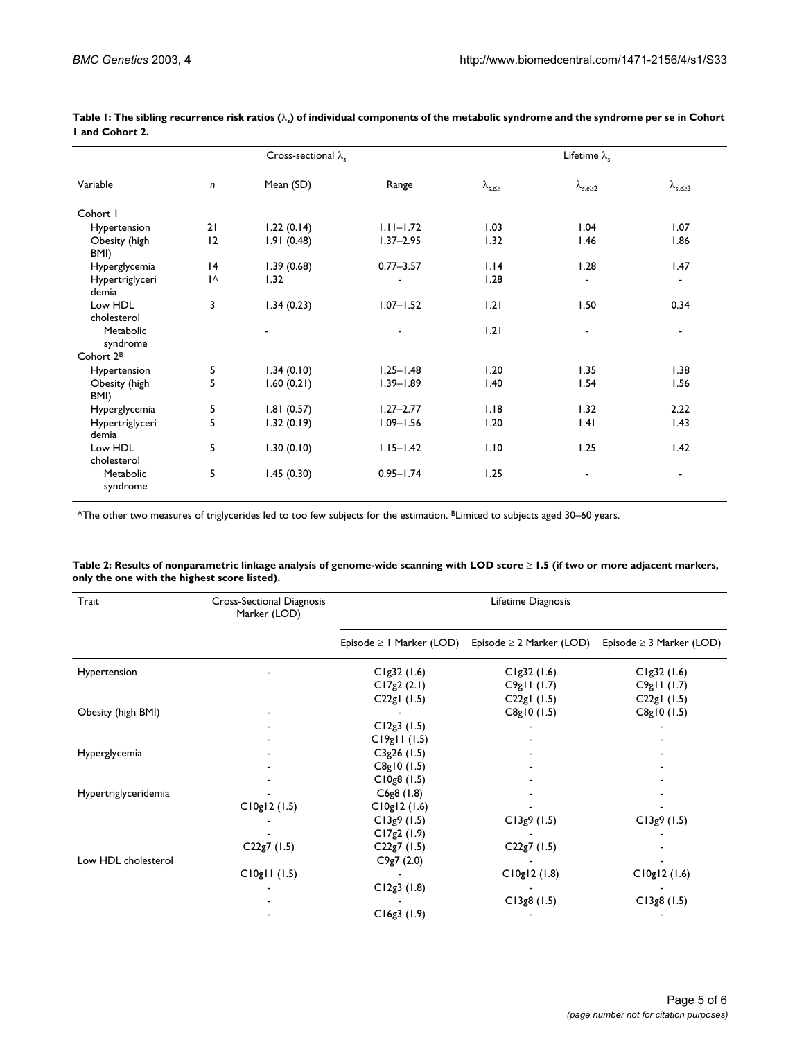**Table 1: The sibling recurrence risk ratios ($\lambda_s$) of individual components of the metabolic syndrome and the syndrome per se in Cohort 1 and Cohort 2.**

| | Cross-sectional $\lambda_s$ | | | Lifetime $\lambda_s$ | | |
|---|---|---|---|---|---|---|
| Variable | $n$ | Mean (SD) | Range | $\lambda_{s,e\geq1}$ | $\lambda_{s,e\geq2}$ | $\lambda_{s,e\geq3}$ |
| Cohort 1 | | | | | | |
| Hypertension | 21 | 1.22 (0.14) | 1.11–1.72 | 1.03 | 1.04 | 1.07 |
| Obesity (high BMI) | 12 | 1.91 (0.48) | 1.37–2.95 | 1.32 | 1.46 | 1.86 |
| Hyperglycemia | 14 | 1.39 (0.68) | 0.77–3.57 | 1.14 | 1.28 | 1.47 |
| Hypertriglyceridemia | 1[A] | 1.32 | - | 1.28 | - | - |
| Low HDL cholesterol | 3 | 1.34 (0.23) | 1.07–1.52 | 1.21 | 1.50 | 0.34 |
| Metabolic syndrome | | - | - | 1.21 | - | - |
| Cohort 2[B] | | | | | | |
| Hypertension | 5 | 1.34 (0.10) | 1.25–1.48 | 1.20 | 1.35 | 1.38 |
| Obesity (high BMI) | 5 | 1.60 (0.21) | 1.39–1.89 | 1.40 | 1.54 | 1.56 |
| Hyperglycemia | 5 | 1.81 (0.57) | 1.27–2.77 | 1.18 | 1.32 | 2.22 |
| Hypertriglyceridemia | 5 | 1.32 (0.19) | 1.09–1.56 | 1.20 | 1.41 | 1.43 |
| Low HDL cholesterol | 5 | 1.30 (0.10) | 1.15–1.42 | 1.10 | 1.25 | 1.42 |
| Metabolic syndrome | 5 | 1.45 (0.30) | 0.95–1.74 | 1.25 | - | - |

[A]The other two measures of triglycerides led to too few subjects for the estimation. [B]Limited to subjects aged 30–60 years.

**Table 2: Results of nonparametric linkage analysis of genome-wide scanning with LOD score ≥ 1.5 (if two or more adjacent markers, only the one with the highest score listed).**

| Trait | Cross-Sectional Diagnosis Marker (LOD) | Lifetime Diagnosis | | |
|---|---|---|---|---|
| | | Episode ≥ 1 Marker (LOD) | Episode ≥ 2 Marker (LOD) | Episode ≥ 3 Marker (LOD) |
| Hypertension | - | C1g32 (1.6) | C1g32 (1.6) | C1g32 (1.6) |
| | | C17g2 (2.1) | C9g11 (1.7) | C9g11 (1.7) |
| | | C22g1 (1.5) | C22g1 (1.5) | C22g1 (1.5) |
| Obesity (high BMI) | - | - | C8g10 (1.5) | C8g10 (1.5) |
| | - | C12g3 (1.5) | - | - |
| | - | C19g11 (1.5) | - | - |
| Hyperglycemia | - | C3g26 (1.5) | - | - |
| | - | C8g10 (1.5) | - | - |
| | - | C10g8 (1.5) | - | - |
| Hypertriglyceridemia | - | C6g8 (1.8) | - | - |
| | C10g12 (1.5) | C10g12 (1.6) | - | - |
| | - | C13g9 (1.5) | C13g9 (1.5) | C13g9 (1.5) |
| | - | C17g2 (1.9) | - | - |
| | C22g7 (1.5) | C22g7 (1.5) | C22g7 (1.5) | - |
| Low HDL cholesterol | - | C9g7 (2.0) | - | - |
| | C10g11 (1.5) | - | C10g12 (1.8) | C10g12 (1.6) |
| | - | C12g3 (1.8) | - | - |
| | - | - | C13g8 (1.5) | C13g8 (1.5) |
| | - | C16g3 (1.9) | - | - |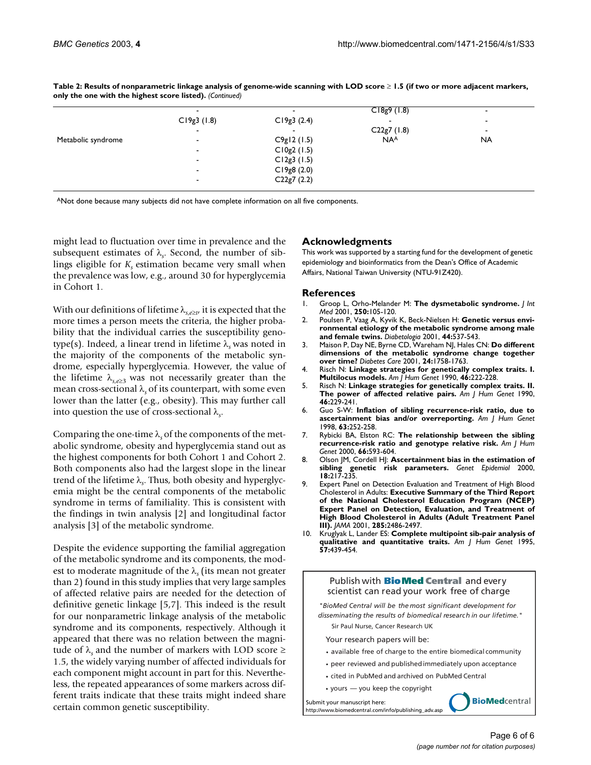**Table 2: Results of nonparametric linkage analysis of genome-wide scanning with LOD score ≥ 1.5 (if two or more adjacent markers, only the one with the highest score listed).** *(Continued)*

| | | | | |
|---|---|---|---|---|
| | - | - | C18g9 (1.8) | - |
| | C19g3 (1.8) | C19g3 (2.4) | - | - |
| | - | - | C22g7 (1.8) | - |
| Metabolic syndrome | - | C9g12 (1.5) | NA[A] | NA |
| | - | C10g2 (1.5) | | |
| | - | C12g3 (1.5) | | |
| | - | C19g8 (2.0) | | |
| | - | C22g7 (2.2) | | |

[A]Not done because many subjects did not have complete information on all five components.

might lead to fluctuation over time in prevalence and the subsequent estimates of $\lambda_s$. Second, the number of siblings eligible for $K_s$ estimation became very small when the prevalence was low, e.g., around 30 for hyperglycemia in Cohort 1.

With our definitions of lifetime $\lambda_{s,e\geq t}$, it is expected that the more times a person meets the criteria, the higher probability that the individual carries the susceptibility genotype(s). Indeed, a linear trend in lifetime $\lambda_s$ was noted in the majority of the components of the metabolic syndrome, especially hyperglycemia. However, the value of the lifetime $\lambda_{s,e\geq 3}$ was not necessarily greater than the mean cross-sectional $\lambda_s$ of its counterpart, with some even lower than the latter (e.g., obesity). This may further call into question the use of cross-sectional $\lambda_s$.

Comparing the one-time $\lambda_s$ of the components of the metabolic syndrome, obesity and hyperglycemia stand out as the highest components for both Cohort 1 and Cohort 2. Both components also had the largest slope in the linear trend of the lifetime $\lambda_s$. Thus, both obesity and hyperglycemia might be the central components of the metabolic syndrome in terms of familiality. This is consistent with the findings in twin analysis [2] and longitudinal factor analysis [3] of the metabolic syndrome.

Despite the evidence supporting the familial aggregation of the metabolic syndrome and its components, the modest to moderate magnitude of the $\lambda_s$ (its mean not greater than 2) found in this study implies that very large samples of affected relative pairs are needed for the detection of definitive genetic linkage [5,7]. This indeed is the result for our nonparametric linkage analysis of the metabolic syndrome and its components, respectively. Although it appeared that there was no relation between the magnitude of $\lambda_s$ and the number of markers with LOD score ≥ 1.5, the widely varying number of affected individuals for each component might account in part for this. Nevertheless, the repeated appearances of some markers across different traits indicate that these traits might indeed share certain common genetic susceptibility.

## Acknowledgments

This work was supported by a starting fund for the development of genetic epidemiology and bioinformatics from the Dean's Office of Academic Affairs, National Taiwan University (NTU-91Z420).

## References

1. Groop L, Orho-Melander M: **The dysmetabolic syndrome.** *J Int Med* 2001, **250:**105-120.
2. Poulsen P, Vaag A, Kyvik K, Beck-Nielsen H: **Genetic versus environmental etiology of the metabolic syndrome among male and female twins.** *Diabetologia* 2001, **44:**537-543.
3. Maison P, Day NE, Byrne CD, Wareham NJ, Hales CN: **Do different dimensions of the metabolic syndrome change together over time?** *Diabetes Care* 2001, **24:**1758-1763.
4. Risch N: **Linkage strategies for genetically complex traits. I. Multilocus models.** *Am J Hum Genet* 1990, **46:**222-228.
5. Risch N: **Linkage strategies for genetically complex traits. II. The power of affected relative pairs.** *Am J Hum Genet* 1990, **46:**229-241.
6. Guo S-W: **Inflation of sibling recurrence-risk ratio, due to ascertainment bias and/or overreporting.** *Am J Hum Genet* 1998, **63:**252-258.
7. Rybicki BA, Elston RC: **The relationship between the sibling recurrence-risk ratio and genotype relative risk.** *Am J Hum Genet* 2000, **66:**593-604.
8. Olson JM, Cordell HJ: **Ascertainment bias in the estimation of sibling genetic risk parameters.** *Genet Epidemiol* 2000, **18:**217-235.
9. Expert Panel on Detection Evaluation and Treatment of High Blood Cholesterol in Adults: **Executive Summary of the Third Report of the National Cholesterol Education Program (NCEP) Expert Panel on Detection, Evaluation, and Treatment of High Blood Cholesterol in Adults (Adult Treatment Panel III).** *JAMA* 2001, **285:**2486-2497.
10. Kruglyak L, Lander ES: **Complete multipoint sib-pair analysis of qualitative and quantitative traits.** *Am J Hum Genet* 1995, **57:**439-454.

Publish with **BioMed Central** and every scientist can read your work free of charge

*"BioMed Central will be the most significant development for disseminating the results of biomedical research in our lifetime."*
Sir Paul Nurse, Cancer Research UK

Your research papers will be:

- available free of charge to the entire biomedical community
- peer reviewed and published immediately upon acceptance
- cited in PubMed and archived on PubMed Central
- yours — you keep the copyright

Submit your manuscript here:
http://www.biomedcentral.com/info/publishing_adv.asp

**BioMed**central